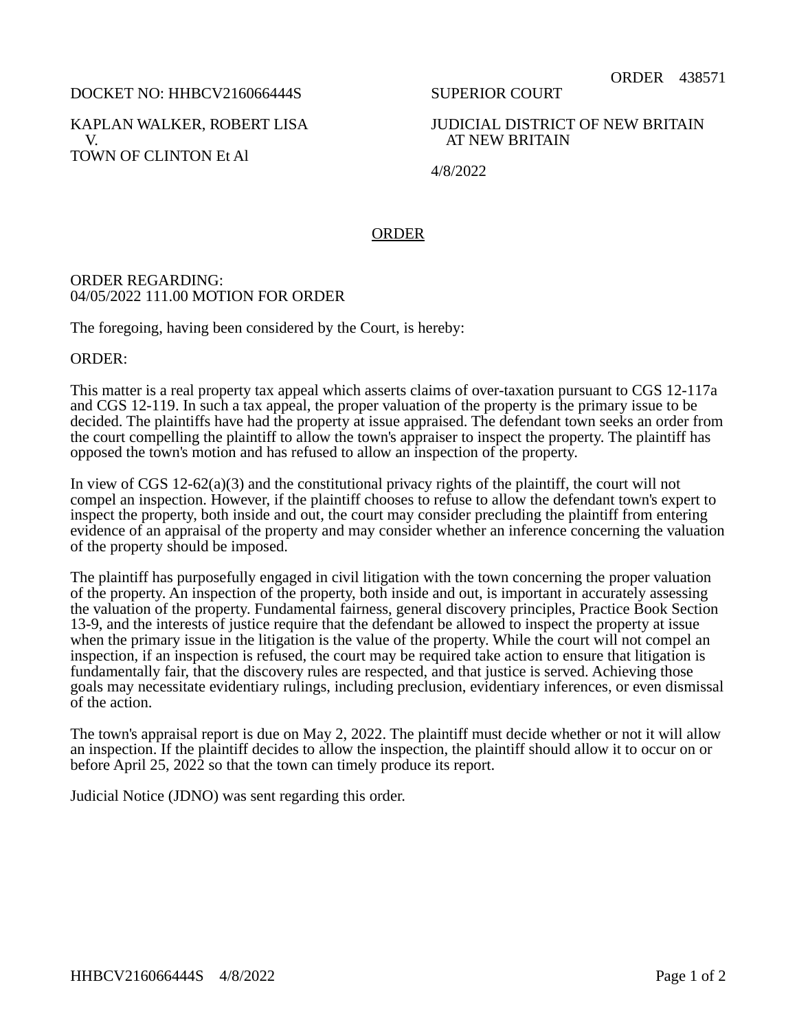ORDER 438571

DOCKET NO: HHBCV216066444S

KAPLAN WALKER, ROBERT LISA
V.
TOWN OF CLINTON Et Al

SUPERIOR COURT

JUDICIAL DISTRICT OF NEW BRITAIN
AT NEW BRITAIN

4/8/2022

## ORDER

ORDER REGARDING:
04/05/2022 111.00 MOTION FOR ORDER

The foregoing, having been considered by the Court, is hereby:

ORDER:

This matter is a real property tax appeal which asserts claims of over-taxation pursuant to CGS 12-117a and CGS 12-119. In such a tax appeal, the proper valuation of the property is the primary issue to be decided. The plaintiffs have had the property at issue appraised. The defendant town seeks an order from the court compelling the plaintiff to allow the town's appraiser to inspect the property. The plaintiff has opposed the town's motion and has refused to allow an inspection of the property.

In view of CGS 12-62(a)(3) and the constitutional privacy rights of the plaintiff, the court will not compel an inspection. However, if the plaintiff chooses to refuse to allow the defendant town's expert to inspect the property, both inside and out, the court may consider precluding the plaintiff from entering evidence of an appraisal of the property and may consider whether an inference concerning the valuation of the property should be imposed.

The plaintiff has purposefully engaged in civil litigation with the town concerning the proper valuation of the property. An inspection of the property, both inside and out, is important in accurately assessing the valuation of the property. Fundamental fairness, general discovery principles, Practice Book Section 13-9, and the interests of justice require that the defendant be allowed to inspect the property at issue when the primary issue in the litigation is the value of the property. While the court will not compel an inspection, if an inspection is refused, the court may be required take action to ensure that litigation is fundamentally fair, that the discovery rules are respected, and that justice is served. Achieving those goals may necessitate evidentiary rulings, including preclusion, evidentiary inferences, or even dismissal of the action.

The town's appraisal report is due on May 2, 2022. The plaintiff must decide whether or not it will allow an inspection. If the plaintiff decides to allow the inspection, the plaintiff should allow it to occur on or before April 25, 2022 so that the town can timely produce its report.

Judicial Notice (JDNO) was sent regarding this order.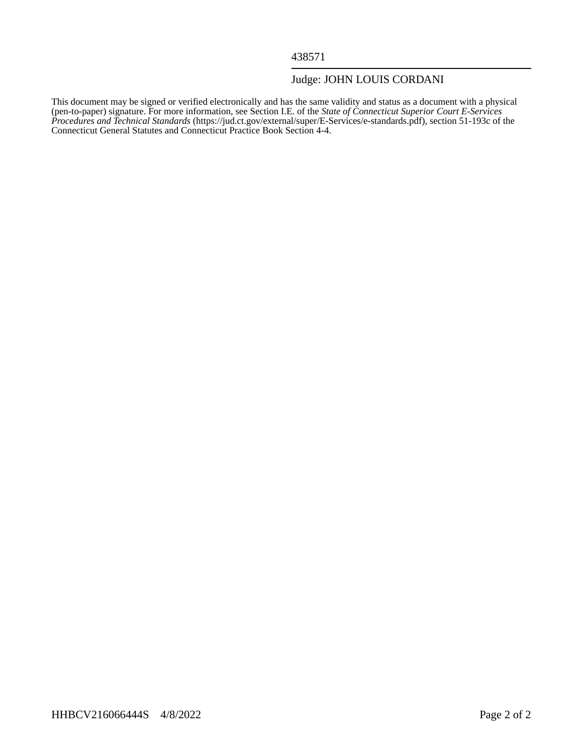438571

Judge: JOHN LOUIS CORDANI

This document may be signed or verified electronically and has the same validity and status as a document with a physical (pen-to-paper) signature. For more information, see Section I.E. of the *State of Connecticut Superior Court E-Services Procedures and Technical Standards* (https://jud.ct.gov/external/super/E-Services/e-standards.pdf), section 51-193c of the Connecticut General Statutes and Connecticut Practice Book Section 4-4.